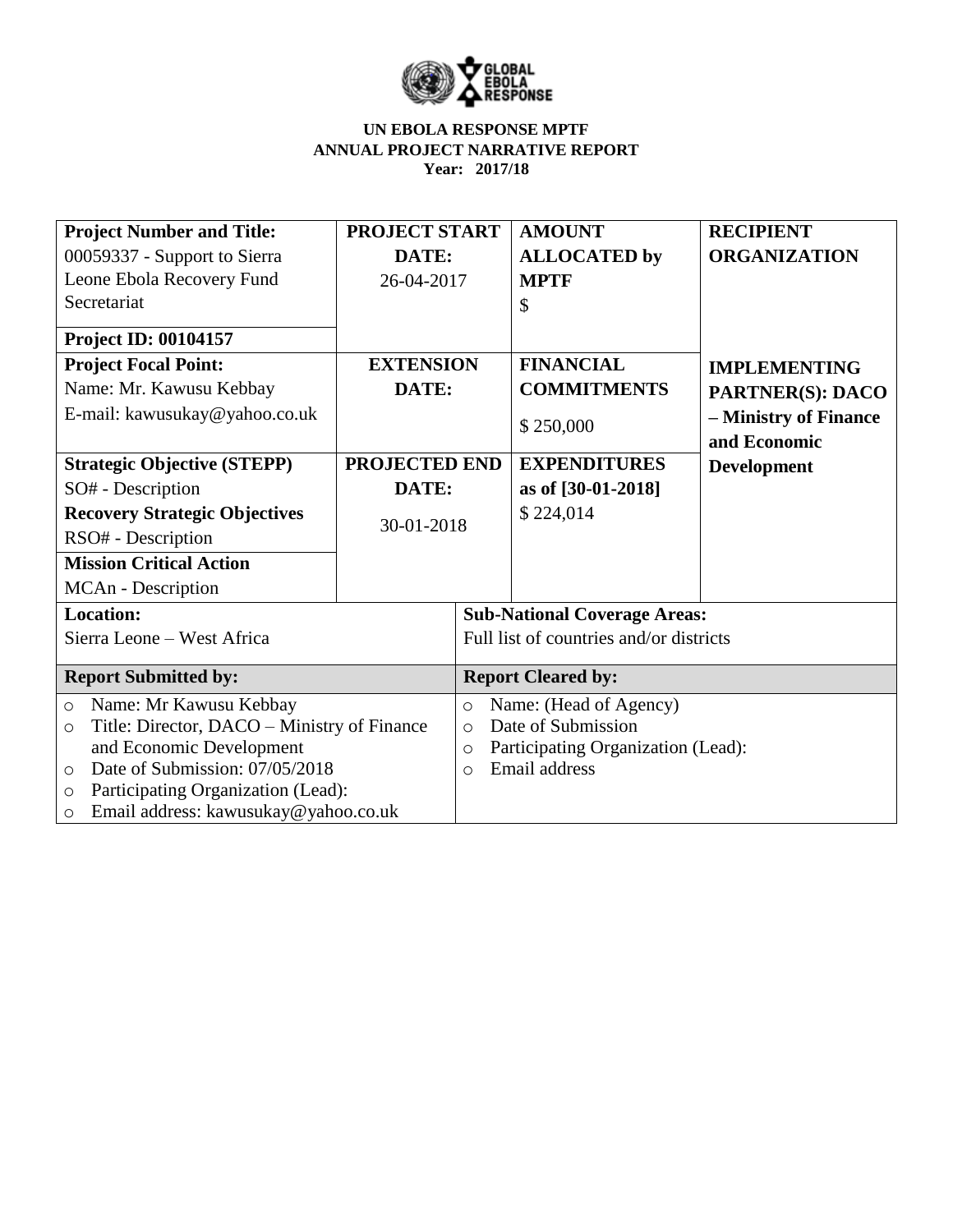**UN EBOLA RESPONSE MPTF**
**ANNUAL PROJECT NARRATIVE REPORT**
**Year: 2017/18**

| **Project Number and Title:** 00059337 - Support to Sierra Leone Ebola Recovery Fund Secretariat | **PROJECT START DATE:** 26-04-2017 | **AMOUNT ALLOCATED by MPTF** $ | **RECIPIENT ORGANIZATION** |
|---|---|---|---|
| **Project ID: 00104157** | | | |
| **Project Focal Point:** Name: Mr. Kawusu Kebbay E-mail: kawusukay@yahoo.co.uk | **EXTENSION DATE:** | **FINANCIAL COMMITMENTS** $ 250,000 | **IMPLEMENTING PARTNER(S): DACO – Ministry of Finance and Economic Development** |
| **Strategic Objective (STEPP)** SO# - Description **Recovery Strategic Objectives** RSO# - Description **Mission Critical Action** MCAn - Description | **PROJECTED END DATE:** 30-01-2018 | **EXPENDITURES as of [30-01-2018]** $ 224,014 | |

| **Location:** | **Sub-National Coverage Areas:** |
|---|---|
| Sierra Leone – West Africa | Full list of countries and/or districts |

| **Report Submitted by:** | **Report Cleared by:** |
|---|---|
| ○ Name: Mr Kawusu Kebbay<br>○ Title: Director, DACO – Ministry of Finance and Economic Development<br>○ Date of Submission: 07/05/2018<br>○ Participating Organization (Lead):<br>○ Email address: kawusukay@yahoo.co.uk | ○ Name: (Head of Agency)<br>○ Date of Submission<br>○ Participating Organization (Lead):<br>○ Email address |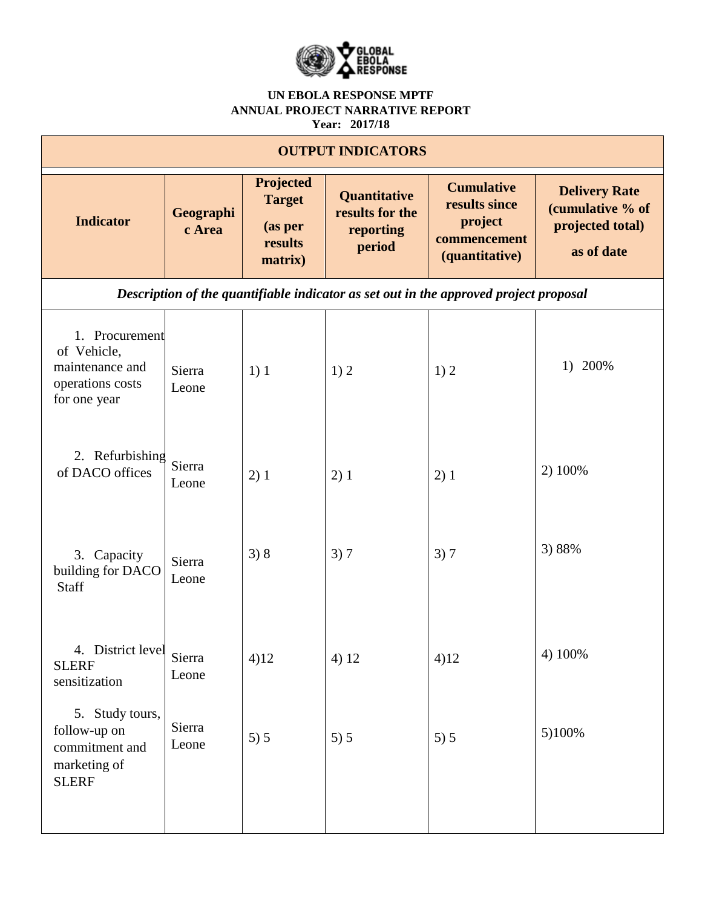**UN EBOLA RESPONSE MPTF**
**ANNUAL PROJECT NARRATIVE REPORT**
**Year: 2017/18**

| **OUTPUT INDICATORS** | | | | | |
|---|---|---|---|---|---|
| **Indicator** | **Geographic Area** | **Projected Target (as per results matrix)** | **Quantitative results for the reporting period** | **Cumulative results since project commencement (quantitative)** | **Delivery Rate (cumulative % of projected total) as of date** |
| ***Description of the quantifiable indicator as set out in the approved project proposal*** | | | | | |
| 1. Procurement of Vehicle, maintenance and operations costs for one year | Sierra Leone | 1) 1 | 1) 2 | 1) 2 | 1) 200% |
| 2. Refurbishing of DACO offices | Sierra Leone | 2) 1 | 2) 1 | 2) 1 | 2) 100% |
| 3. Capacity building for DACO Staff | Sierra Leone | 3) 8 | 3) 7 | 3) 7 | 3) 88% |
| 4. District level SLERF sensitization | Sierra Leone | 4)12 | 4) 12 | 4)12 | 4) 100% |
| 5. Study tours, follow-up on commitment and marketing of SLERF | Sierra Leone | 5) 5 | 5) 5 | 5) 5 | 5)100% |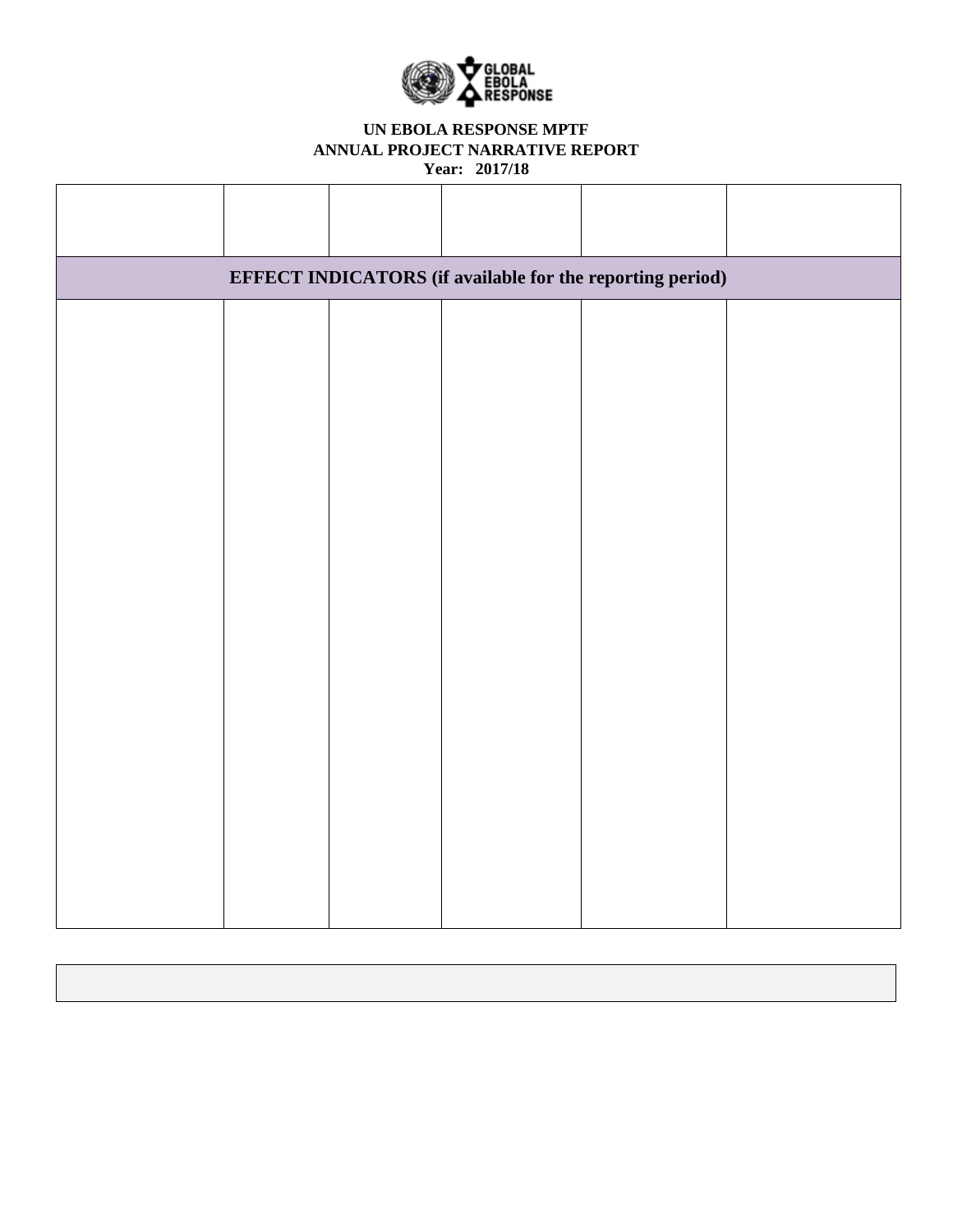**UN EBOLA RESPONSE MPTF**
**ANNUAL PROJECT NARRATIVE REPORT**
**Year: 2017/18**

| | | | | | |
|---|---|---|---|---|---|
| **EFFECT INDICATORS (if available for the reporting period)** | | | | | |
| | | | | | |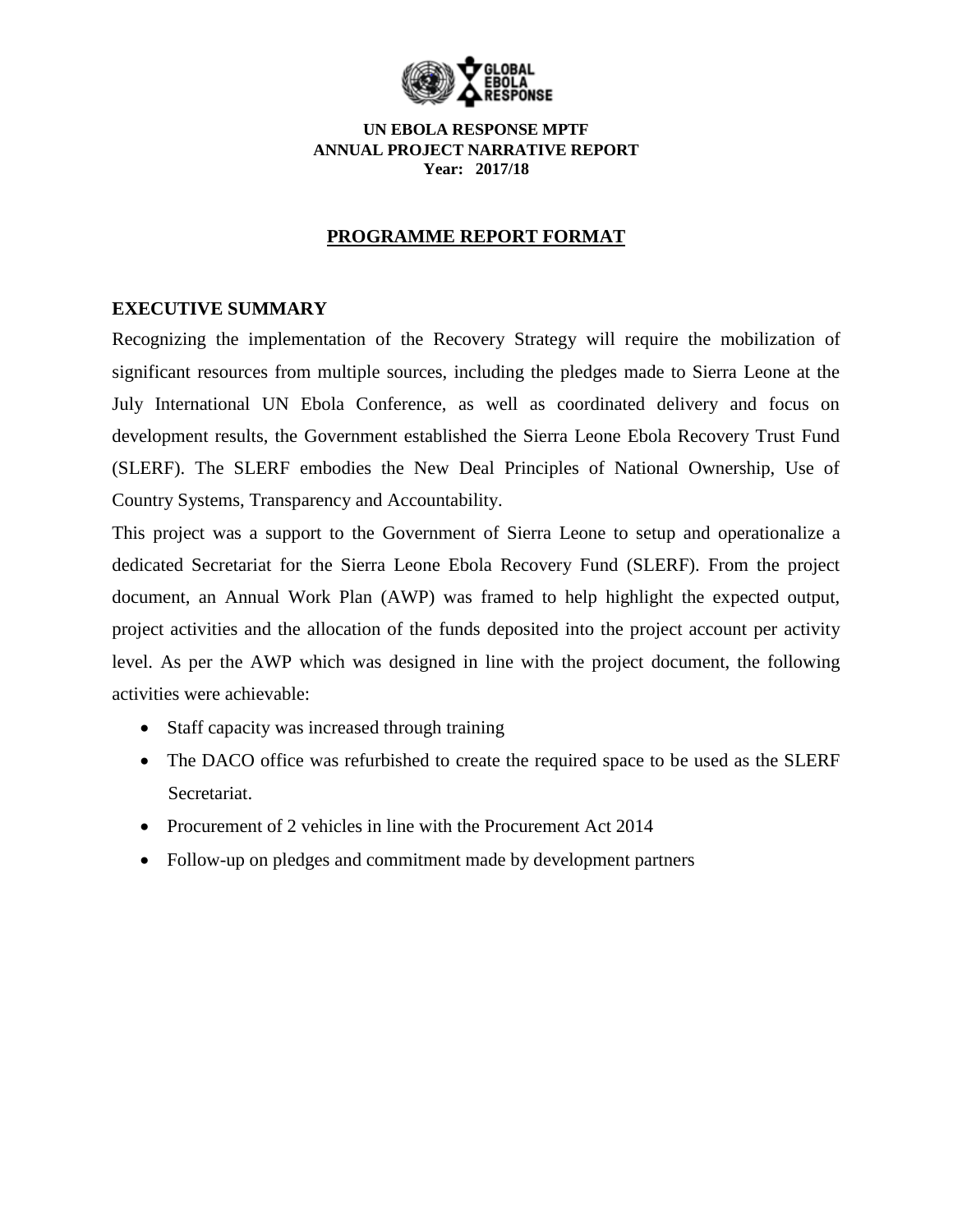**UN EBOLA RESPONSE MPTF**
**ANNUAL PROJECT NARRATIVE REPORT**
**Year: 2017/18**

## PROGRAMME REPORT FORMAT

### EXECUTIVE SUMMARY

Recognizing the implementation of the Recovery Strategy will require the mobilization of significant resources from multiple sources, including the pledges made to Sierra Leone at the July International UN Ebola Conference, as well as coordinated delivery and focus on development results, the Government established the Sierra Leone Ebola Recovery Trust Fund (SLERF). The SLERF embodies the New Deal Principles of National Ownership, Use of Country Systems, Transparency and Accountability.

This project was a support to the Government of Sierra Leone to setup and operationalize a dedicated Secretariat for the Sierra Leone Ebola Recovery Fund (SLERF). From the project document, an Annual Work Plan (AWP) was framed to help highlight the expected output, project activities and the allocation of the funds deposited into the project account per activity level. As per the AWP which was designed in line with the project document, the following activities were achievable:

- Staff capacity was increased through training
- The DACO office was refurbished to create the required space to be used as the SLERF Secretariat.
- Procurement of 2 vehicles in line with the Procurement Act 2014
- Follow-up on pledges and commitment made by development partners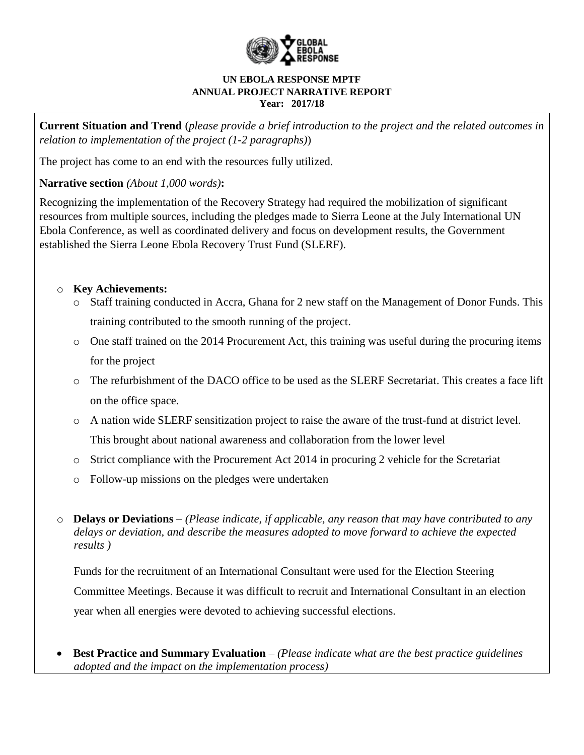**UN EBOLA RESPONSE MPTF**
**ANNUAL PROJECT NARRATIVE REPORT**
**Year: 2017/18**

**Current Situation and Trend** (*please provide a brief introduction to the project and the related outcomes in relation to implementation of the project (1-2 paragraphs)*)

The project has come to an end with the resources fully utilized.

**Narrative section** *(About 1,000 words)***:**

Recognizing the implementation of the Recovery Strategy had required the mobilization of significant resources from multiple sources, including the pledges made to Sierra Leone at the July International UN Ebola Conference, as well as coordinated delivery and focus on development results, the Government established the Sierra Leone Ebola Recovery Trust Fund (SLERF).

- **Key Achievements:**
  - Staff training conducted in Accra, Ghana for 2 new staff on the Management of Donor Funds. This training contributed to the smooth running of the project.
  - One staff trained on the 2014 Procurement Act, this training was useful during the procuring items for the project
  - The refurbishment of the DACO office to be used as the SLERF Secretariat. This creates a face lift on the office space.
  - A nation wide SLERF sensitization project to raise the aware of the trust-fund at district level. This brought about national awareness and collaboration from the lower level
  - Strict compliance with the Procurement Act 2014 in procuring 2 vehicle for the Scretariat
  - Follow-up missions on the pledges were undertaken

- **Delays or Deviations** – *(Please indicate, if applicable, any reason that may have contributed to any delays or deviation, and describe the measures adopted to move forward to achieve the expected results )*

  Funds for the recruitment of an International Consultant were used for the Election Steering Committee Meetings. Because it was difficult to recruit and International Consultant in an election year when all energies were devoted to achieving successful elections.

- **Best Practice and Summary Evaluation** – *(Please indicate what are the best practice guidelines adopted and the impact on the implementation process)*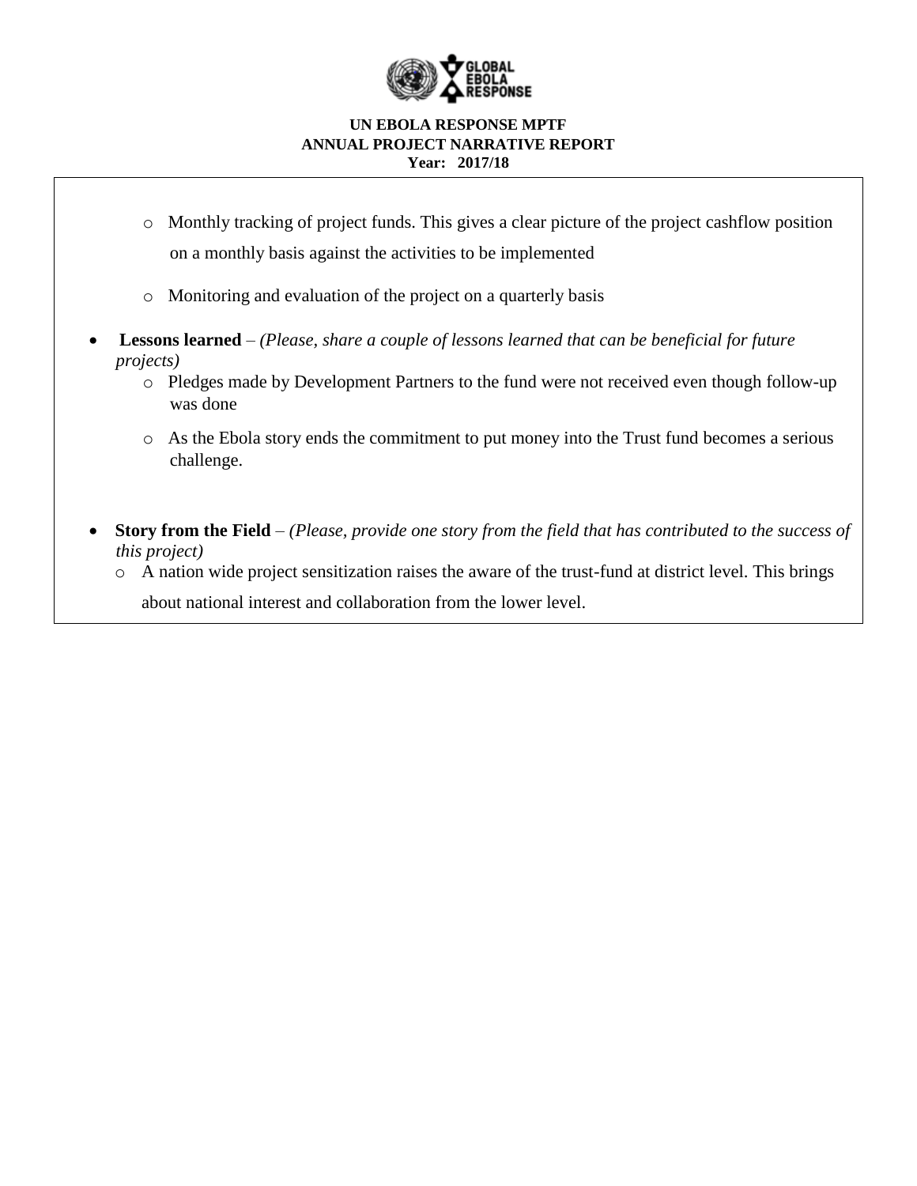- Monthly tracking of project funds. This gives a clear picture of the project cashflow position on a monthly basis against the activities to be implemented

- Monitoring and evaluation of the project on a quarterly basis

- **Lessons learned** – *(Please, share a couple of lessons learned that can be beneficial for future projects)*
  - Pledges made by Development Partners to the fund were not received even though follow-up was done
  - As the Ebola story ends the commitment to put money into the Trust fund becomes a serious challenge.

- **Story from the Field** – *(Please, provide one story from the field that has contributed to the success of this project)*
  - A nation wide project sensitization raises the aware of the trust-fund at district level. This brings about national interest and collaboration from the lower level.